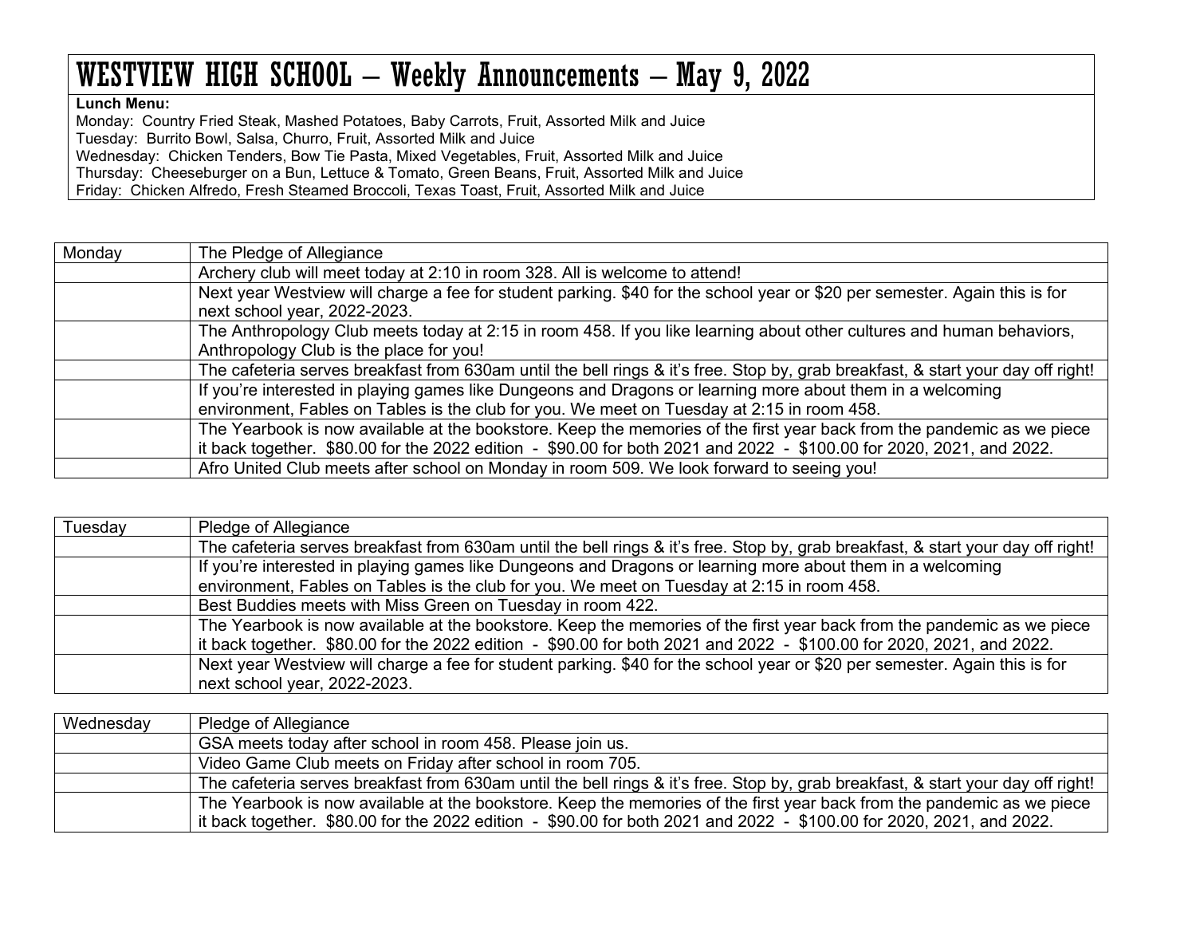# WESTVIEW HIGH SCHOOL – Weekly Announcements – May 9, 2022

**Lunch Menu:**

Monday: Country Fried Steak, Mashed Potatoes, Baby Carrots, Fruit, Assorted Milk and Juice
Tuesday: Burrito Bowl, Salsa, Churro, Fruit, Assorted Milk and Juice
Wednesday: Chicken Tenders, Bow Tie Pasta, Mixed Vegetables, Fruit, Assorted Milk and Juice
Thursday: Cheeseburger on a Bun, Lettuce & Tomato, Green Beans, Fruit, Assorted Milk and Juice
Friday: Chicken Alfredo, Fresh Steamed Broccoli, Texas Toast, Fruit, Assorted Milk and Juice

| | |
|---|---|
| Monday | The Pledge of Allegiance |
| | Archery club will meet today at 2:10 in room 328. All is welcome to attend! |
| | Next year Westview will charge a fee for student parking. $40 for the school year or $20 per semester. Again this is for next school year, 2022-2023. |
| | The Anthropology Club meets today at 2:15 in room 458. If you like learning about other cultures and human behaviors, Anthropology Club is the place for you! |
| | The cafeteria serves breakfast from 630am until the bell rings & it's free. Stop by, grab breakfast, & start your day off right! |
| | If you're interested in playing games like Dungeons and Dragons or learning more about them in a welcoming environment, Fables on Tables is the club for you. We meet on Tuesday at 2:15 in room 458. |
| | The Yearbook is now available at the bookstore. Keep the memories of the first year back from the pandemic as we piece it back together. $80.00 for the 2022 edition - $90.00 for both 2021 and 2022 - $100.00 for 2020, 2021, and 2022. |
| | Afro United Club meets after school on Monday in room 509. We look forward to seeing you! |

| | |
|---|---|
| Tuesday | Pledge of Allegiance |
| | The cafeteria serves breakfast from 630am until the bell rings & it's free. Stop by, grab breakfast, & start your day off right! |
| | If you're interested in playing games like Dungeons and Dragons or learning more about them in a welcoming environment, Fables on Tables is the club for you. We meet on Tuesday at 2:15 in room 458. |
| | Best Buddies meets with Miss Green on Tuesday in room 422. |
| | The Yearbook is now available at the bookstore. Keep the memories of the first year back from the pandemic as we piece it back together. $80.00 for the 2022 edition - $90.00 for both 2021 and 2022 - $100.00 for 2020, 2021, and 2022. |
| | Next year Westview will charge a fee for student parking. $40 for the school year or $20 per semester. Again this is for next school year, 2022-2023. |

| | |
|---|---|
| Wednesday | Pledge of Allegiance |
| | GSA meets today after school in room 458. Please join us. |
| | Video Game Club meets on Friday after school in room 705. |
| | The cafeteria serves breakfast from 630am until the bell rings & it's free. Stop by, grab breakfast, & start your day off right! |
| | The Yearbook is now available at the bookstore. Keep the memories of the first year back from the pandemic as we piece it back together. $80.00 for the 2022 edition - $90.00 for both 2021 and 2022 - $100.00 for 2020, 2021, and 2022. |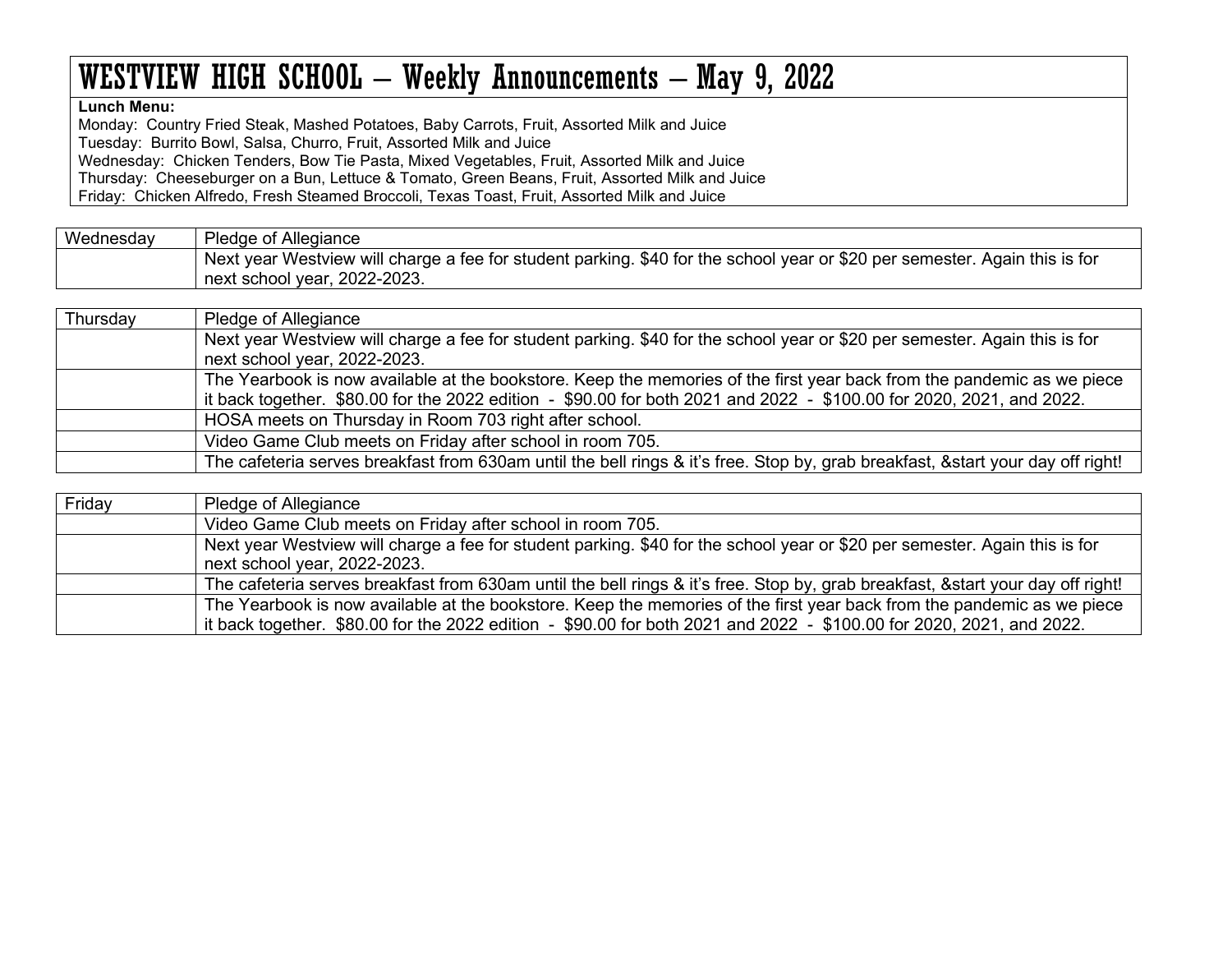# WESTVIEW HIGH SCHOOL – Weekly Announcements – May 9, 2022

**Lunch Menu:**

Monday: Country Fried Steak, Mashed Potatoes, Baby Carrots, Fruit, Assorted Milk and Juice
Tuesday: Burrito Bowl, Salsa, Churro, Fruit, Assorted Milk and Juice
Wednesday: Chicken Tenders, Bow Tie Pasta, Mixed Vegetables, Fruit, Assorted Milk and Juice
Thursday: Cheeseburger on a Bun, Lettuce & Tomato, Green Beans, Fruit, Assorted Milk and Juice
Friday: Chicken Alfredo, Fresh Steamed Broccoli, Texas Toast, Fruit, Assorted Milk and Juice

| | |
|---|---|
| Wednesday | Pledge of Allegiance |
| | Next year Westview will charge a fee for student parking. $40 for the school year or $20 per semester. Again this is for next school year, 2022-2023. |

| | |
|---|---|
| Thursday | Pledge of Allegiance |
| | Next year Westview will charge a fee for student parking. $40 for the school year or $20 per semester. Again this is for next school year, 2022-2023. |
| | The Yearbook is now available at the bookstore. Keep the memories of the first year back from the pandemic as we piece it back together. $80.00 for the 2022 edition - $90.00 for both 2021 and 2022 - $100.00 for 2020, 2021, and 2022. |
| | HOSA meets on Thursday in Room 703 right after school. |
| | Video Game Club meets on Friday after school in room 705. |
| | The cafeteria serves breakfast from 630am until the bell rings & it's free. Stop by, grab breakfast, &start your day off right! |

| | |
|---|---|
| Friday | Pledge of Allegiance |
| | Video Game Club meets on Friday after school in room 705. |
| | Next year Westview will charge a fee for student parking. $40 for the school year or $20 per semester. Again this is for next school year, 2022-2023. |
| | The cafeteria serves breakfast from 630am until the bell rings & it's free. Stop by, grab breakfast, &start your day off right! |
| | The Yearbook is now available at the bookstore. Keep the memories of the first year back from the pandemic as we piece it back together. $80.00 for the 2022 edition - $90.00 for both 2021 and 2022 - $100.00 for 2020, 2021, and 2022. |